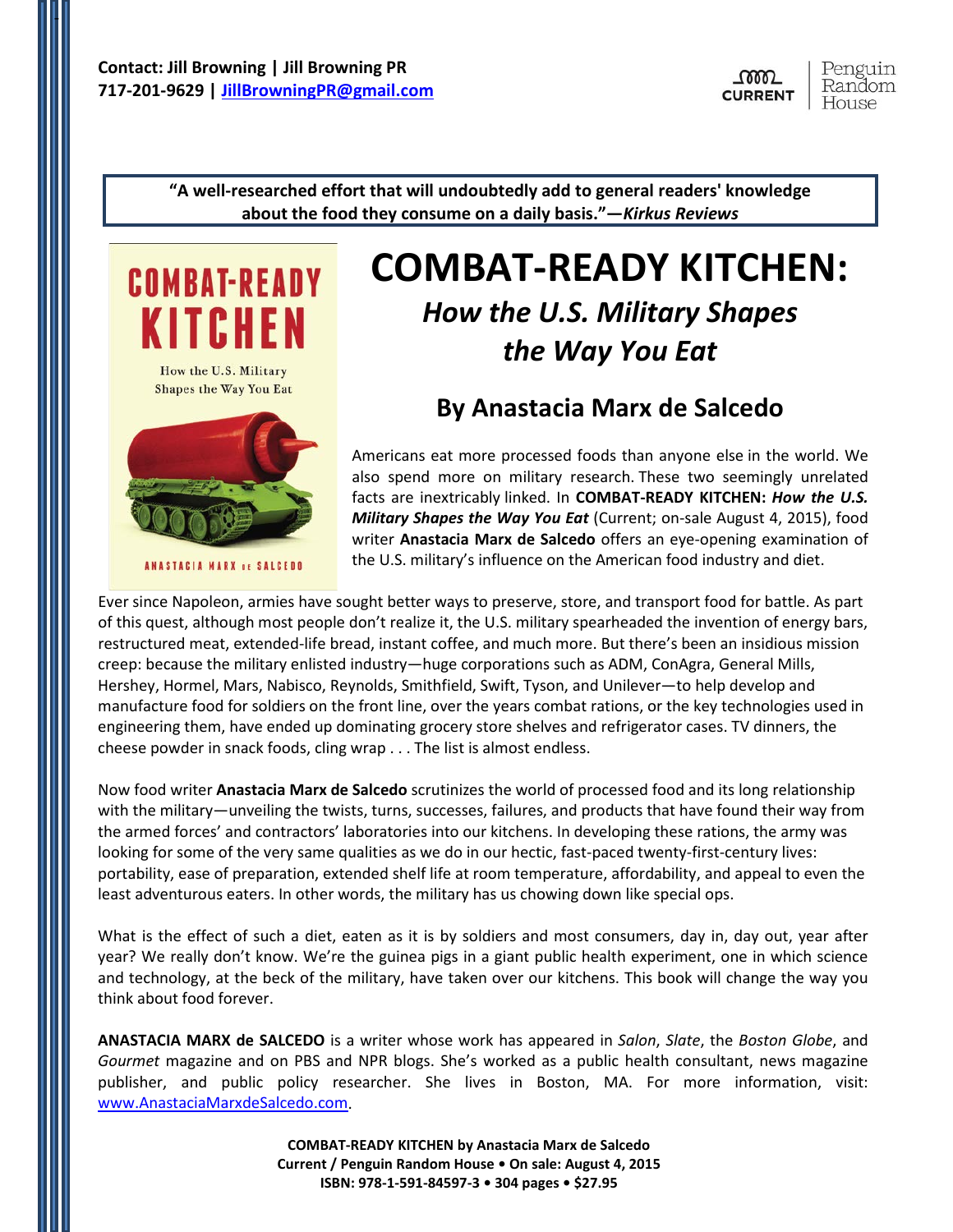**Contact: Jill Browning | Jill Browning PR**
**717-201-9629 | JillBrowningPR@gmail.com**

CURRENT | Penguin Random House

> **"A well-researched effort that will undoubtedly add to general readers' knowledge about the food they consume on a daily basis."—*Kirkus Reviews***

# COMBAT-READY KITCHEN:

## *How the U.S. Military Shapes the Way You Eat*

## By Anastacia Marx de Salcedo

Americans eat more processed foods than anyone else in the world. We also spend more on military research. These two seemingly unrelated facts are inextricably linked. In **COMBAT-READY KITCHEN: *How the U.S. Military Shapes the Way You Eat*** (Current; on-sale August 4, 2015), food writer **Anastacia Marx de Salcedo** offers an eye-opening examination of the U.S. military's influence on the American food industry and diet.

Ever since Napoleon, armies have sought better ways to preserve, store, and transport food for battle. As part of this quest, although most people don't realize it, the U.S. military spearheaded the invention of energy bars, restructured meat, extended-life bread, instant coffee, and much more. But there's been an insidious mission creep: because the military enlisted industry—huge corporations such as ADM, ConAgra, General Mills, Hershey, Hormel, Mars, Nabisco, Reynolds, Smithfield, Swift, Tyson, and Unilever—to help develop and manufacture food for soldiers on the front line, over the years combat rations, or the key technologies used in engineering them, have ended up dominating grocery store shelves and refrigerator cases. TV dinners, the cheese powder in snack foods, cling wrap . . . The list is almost endless.

Now food writer **Anastacia Marx de Salcedo** scrutinizes the world of processed food and its long relationship with the military—unveiling the twists, turns, successes, failures, and products that have found their way from the armed forces' and contractors' laboratories into our kitchens. In developing these rations, the army was looking for some of the very same qualities as we do in our hectic, fast-paced twenty-first-century lives: portability, ease of preparation, extended shelf life at room temperature, affordability, and appeal to even the least adventurous eaters. In other words, the military has us chowing down like special ops.

What is the effect of such a diet, eaten as it is by soldiers and most consumers, day in, day out, year after year? We really don't know. We're the guinea pigs in a giant public health experiment, one in which science and technology, at the beck of the military, have taken over our kitchens. This book will change the way you think about food forever.

**ANASTACIA MARX de SALCEDO** is a writer whose work has appeared in *Salon*, *Slate*, the *Boston Globe*, and *Gourmet* magazine and on PBS and NPR blogs. She's worked as a public health consultant, news magazine publisher, and public policy researcher. She lives in Boston, MA. For more information, visit: www.AnastaciaMarxdeSalcedo.com.

**COMBAT-READY KITCHEN by Anastacia Marx de Salcedo**
**Current / Penguin Random House • On sale: August 4, 2015**
**ISBN: 978-1-591-84597-3 • 304 pages • $27.95**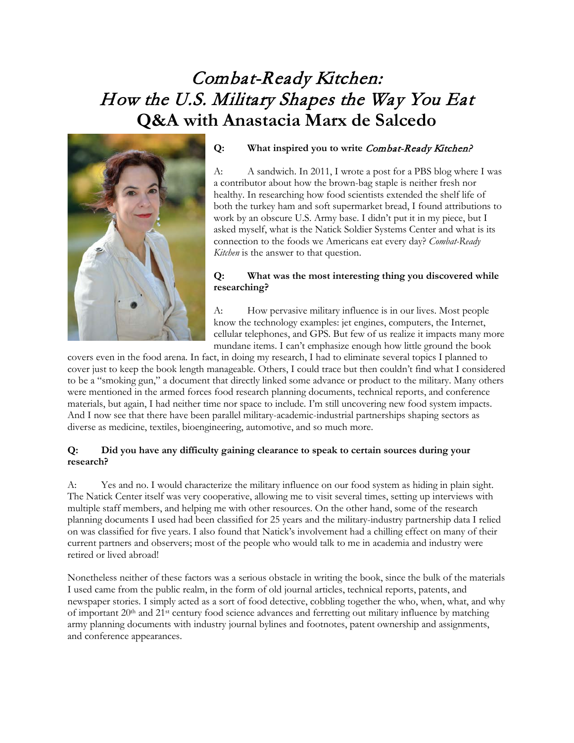# *Combat-Ready Kitchen: How the U.S. Military Shapes the Way You Eat*

# Q&A with Anastacia Marx de Salcedo

**Q: What inspired you to write *Combat-Ready Kitchen*?**

A: A sandwich. In 2011, I wrote a post for a PBS blog where I was a contributor about how the brown-bag staple is neither fresh nor healthy. In researching how food scientists extended the shelf life of both the turkey ham and soft supermarket bread, I found attributions to work by an obscure U.S. Army base. I didn't put it in my piece, but I asked myself, what is the Natick Soldier Systems Center and what is its connection to the foods we Americans eat every day? *Combat-Ready Kitchen* is the answer to that question.

**Q: What was the most interesting thing you discovered while researching?**

A: How pervasive military influence is in our lives. Most people know the technology examples: jet engines, computers, the Internet, cellular telephones, and GPS. But few of us realize it impacts many more mundane items. I can't emphasize enough how little ground the book covers even in the food arena. In fact, in doing my research, I had to eliminate several topics I planned to cover just to keep the book length manageable. Others, I could trace but then couldn't find what I considered to be a "smoking gun," a document that directly linked some advance or product to the military. Many others were mentioned in the armed forces food research planning documents, technical reports, and conference materials, but again, I had neither time nor space to include. I'm still uncovering new food system impacts. And I now see that there have been parallel military-academic-industrial partnerships shaping sectors as diverse as medicine, textiles, bioengineering, automotive, and so much more.

**Q: Did you have any difficulty gaining clearance to speak to certain sources during your research?**

A: Yes and no. I would characterize the military influence on our food system as hiding in plain sight. The Natick Center itself was very cooperative, allowing me to visit several times, setting up interviews with multiple staff members, and helping me with other resources. On the other hand, some of the research planning documents I used had been classified for 25 years and the military-industry partnership data I relied on was classified for five years. I also found that Natick's involvement had a chilling effect on many of their current partners and observers; most of the people who would talk to me in academia and industry were retired or lived abroad!

Nonetheless neither of these factors was a serious obstacle in writing the book, since the bulk of the materials I used came from the public realm, in the form of old journal articles, technical reports, patents, and newspaper stories. I simply acted as a sort of food detective, cobbling together the who, when, what, and why of important 20th and 21st century food science advances and ferretting out military influence by matching army planning documents with industry journal bylines and footnotes, patent ownership and assignments, and conference appearances.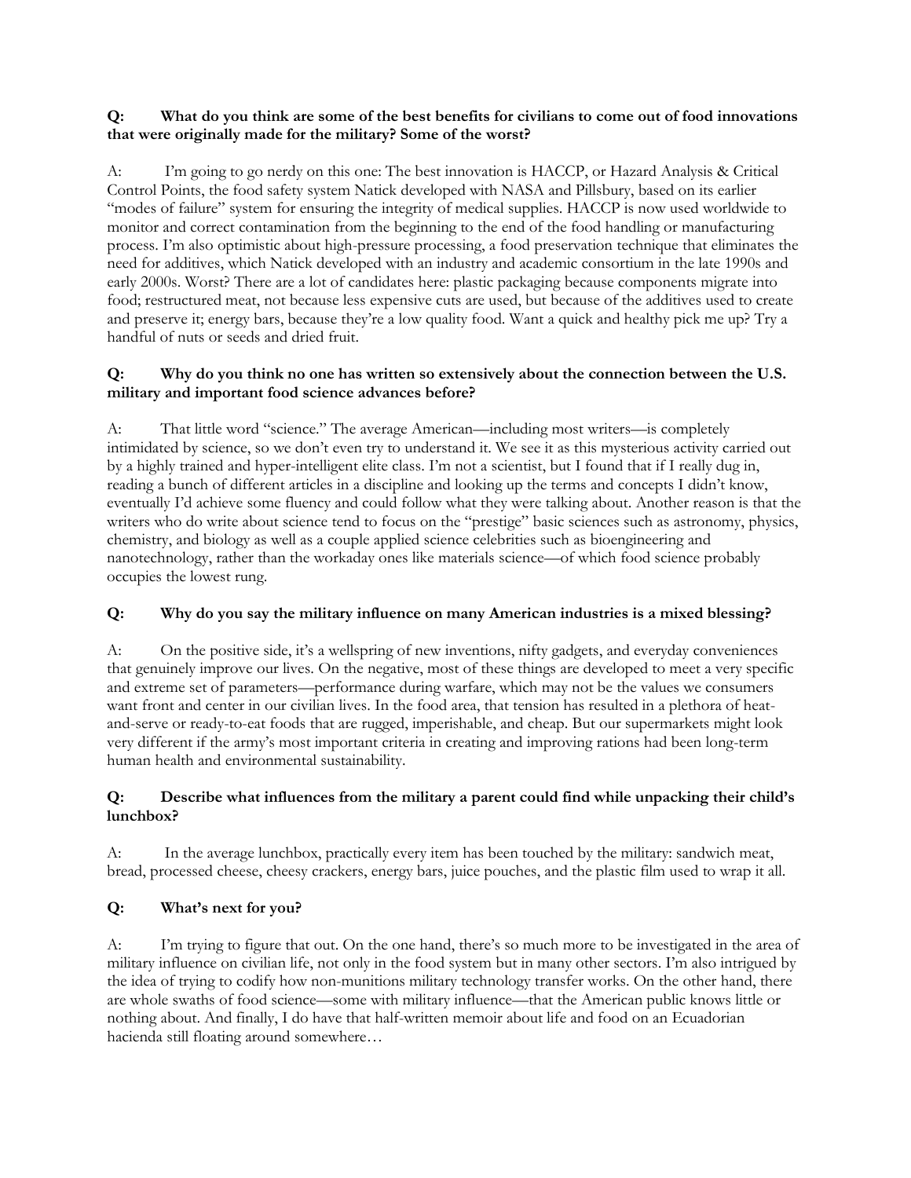**Q: What do you think are some of the best benefits for civilians to come out of food innovations that were originally made for the military? Some of the worst?**

A: I'm going to go nerdy on this one: The best innovation is HACCP, or Hazard Analysis & Critical Control Points, the food safety system Natick developed with NASA and Pillsbury, based on its earlier "modes of failure" system for ensuring the integrity of medical supplies. HACCP is now used worldwide to monitor and correct contamination from the beginning to the end of the food handling or manufacturing process. I'm also optimistic about high-pressure processing, a food preservation technique that eliminates the need for additives, which Natick developed with an industry and academic consortium in the late 1990s and early 2000s. Worst? There are a lot of candidates here: plastic packaging because components migrate into food; restructured meat, not because less expensive cuts are used, but because of the additives used to create and preserve it; energy bars, because they're a low quality food. Want a quick and healthy pick me up? Try a handful of nuts or seeds and dried fruit.

**Q: Why do you think no one has written so extensively about the connection between the U.S. military and important food science advances before?**

A: That little word "science." The average American—including most writers—is completely intimidated by science, so we don't even try to understand it. We see it as this mysterious activity carried out by a highly trained and hyper-intelligent elite class. I'm not a scientist, but I found that if I really dug in, reading a bunch of different articles in a discipline and looking up the terms and concepts I didn't know, eventually I'd achieve some fluency and could follow what they were talking about. Another reason is that the writers who do write about science tend to focus on the "prestige" basic sciences such as astronomy, physics, chemistry, and biology as well as a couple applied science celebrities such as bioengineering and nanotechnology, rather than the workaday ones like materials science—of which food science probably occupies the lowest rung.

**Q: Why do you say the military influence on many American industries is a mixed blessing?**

A: On the positive side, it's a wellspring of new inventions, nifty gadgets, and everyday conveniences that genuinely improve our lives. On the negative, most of these things are developed to meet a very specific and extreme set of parameters—performance during warfare, which may not be the values we consumers want front and center in our civilian lives. In the food area, that tension has resulted in a plethora of heat-and-serve or ready-to-eat foods that are rugged, imperishable, and cheap. But our supermarkets might look very different if the army's most important criteria in creating and improving rations had been long-term human health and environmental sustainability.

**Q: Describe what influences from the military a parent could find while unpacking their child's lunchbox?**

A: In the average lunchbox, practically every item has been touched by the military: sandwich meat, bread, processed cheese, cheesy crackers, energy bars, juice pouches, and the plastic film used to wrap it all.

**Q: What's next for you?**

A: I'm trying to figure that out. On the one hand, there's so much more to be investigated in the area of military influence on civilian life, not only in the food system but in many other sectors. I'm also intrigued by the idea of trying to codify how non-munitions military technology transfer works. On the other hand, there are whole swaths of food science—some with military influence—that the American public knows little or nothing about. And finally, I do have that half-written memoir about life and food on an Ecuadorian hacienda still floating around somewhere…